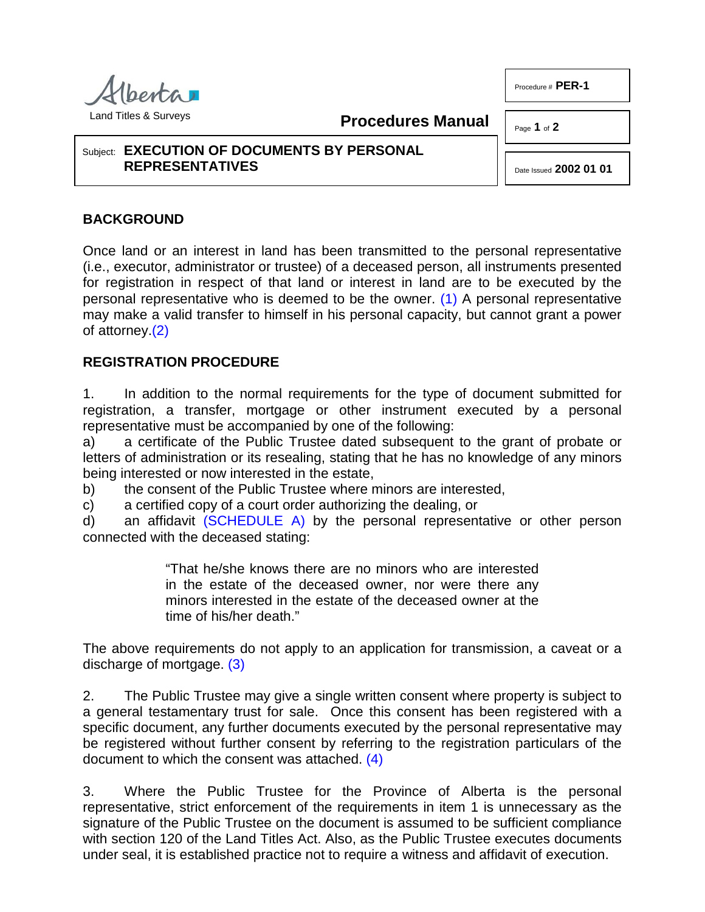Land Titles & Surveys

**Procedures Manual**

Procedure # **PER-1**

Date Issued **2002 01 01**

Subject: **EXECUTION OF DOCUMENTS BY PERSONAL REPRESENTATIVES**

## BACKGROUND

Once land or an interest in land has been transmitted to the personal representative (i.e., executor, administrator or trustee) of a deceased person, all instruments presented for registration in respect of that land or interest in land are to be executed by the personal representative who is deemed to be the owner. (1) A personal representative may make a valid transfer to himself in his personal capacity, but cannot grant a power of attorney.(2)

## REGISTRATION PROCEDURE

1. In addition to the normal requirements for the type of document submitted for registration, a transfer, mortgage or other instrument executed by a personal representative must be accompanied by one of the following:

a) a certificate of the Public Trustee dated subsequent to the grant of probate or letters of administration or its resealing, stating that he has no knowledge of any minors being interested or now interested in the estate,

b) the consent of the Public Trustee where minors are interested,

c) a certified copy of a court order authorizing the dealing, or

d) an affidavit (SCHEDULE A) by the personal representative or other person connected with the deceased stating:

> "That he/she knows there are no minors who are interested in the estate of the deceased owner, nor were there any minors interested in the estate of the deceased owner at the time of his/her death."

The above requirements do not apply to an application for transmission, a caveat or a discharge of mortgage. (3)

2. The Public Trustee may give a single written consent where property is subject to a general testamentary trust for sale. Once this consent has been registered with a specific document, any further documents executed by the personal representative may be registered without further consent by referring to the registration particulars of the document to which the consent was attached. (4)

3. Where the Public Trustee for the Province of Alberta is the personal representative, strict enforcement of the requirements in item 1 is unnecessary as the signature of the Public Trustee on the document is assumed to be sufficient compliance with section 120 of the Land Titles Act. Also, as the Public Trustee executes documents under seal, it is established practice not to require a witness and affidavit of execution.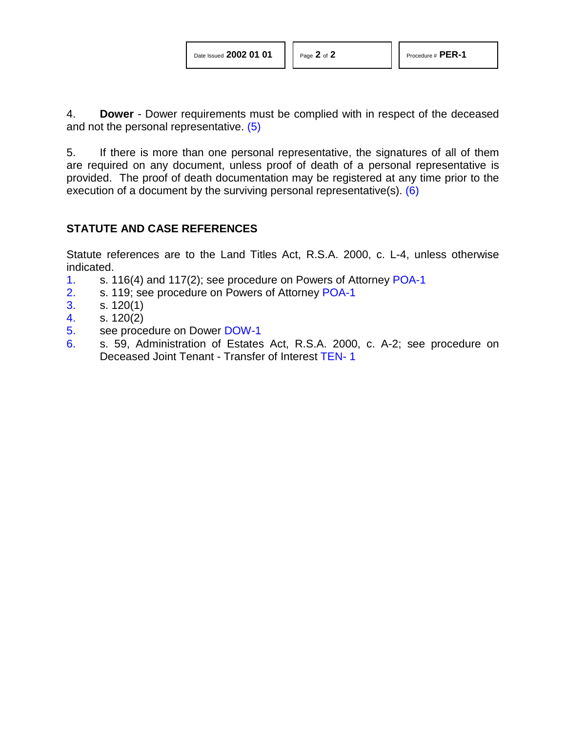4. **Dower** - Dower requirements must be complied with in respect of the deceased and not the personal representative. (5)

5. If there is more than one personal representative, the signatures of all of them are required on any document, unless proof of death of a personal representative is provided. The proof of death documentation may be registered at any time prior to the execution of a document by the surviving personal representative(s). (6)

### STATUTE AND CASE REFERENCES

Statute references are to the Land Titles Act, R.S.A. 2000, c. L-4, unless otherwise indicated.

1. s. 116(4) and 117(2); see procedure on Powers of Attorney POA-1
2. s. 119; see procedure on Powers of Attorney POA-1
3. s. 120(1)
4. s. 120(2)
5. see procedure on Dower DOW-1
6. s. 59, Administration of Estates Act, R.S.A. 2000, c. A-2; see procedure on Deceased Joint Tenant - Transfer of Interest TEN- 1